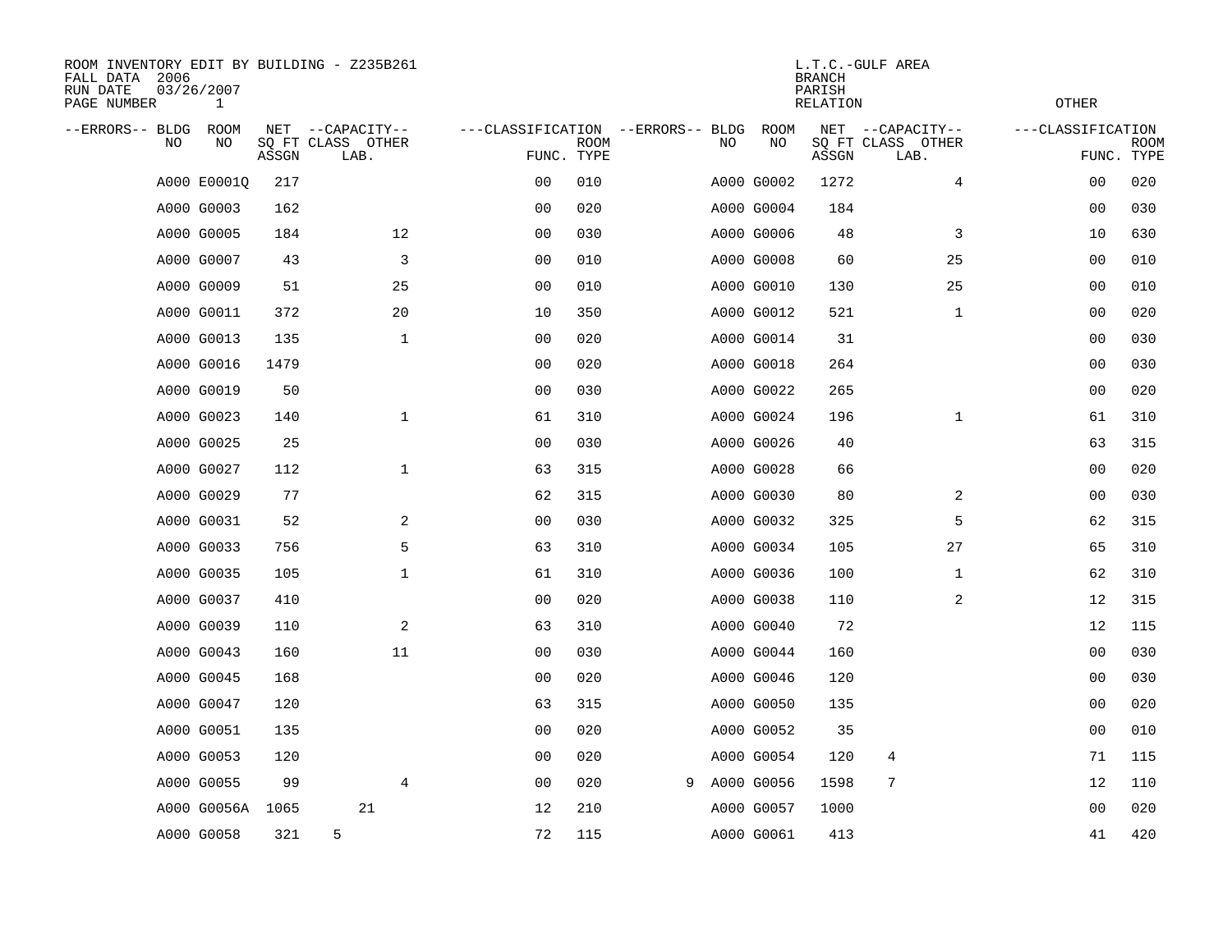ROOM INVENTORY EDIT BY BUILDING - Z235B261
FALL DATA 2006
RUN DATE 03/26/2007
PAGE NUMBER 1

L.T.C.-GULF AREA
BRANCH
PARISH
RELATION

OTHER

| --ERRORS-- | BLDG NO | ROOM NO | NET SQ FT ASSGN | --CAPACITY-- CLASS | LAB. | OTHER | ---CLASSIFICATION FUNC. | ROOM TYPE | --ERRORS-- | BLDG NO | ROOM NO | NET SQ FT ASSGN | --CAPACITY-- CLASS | LAB. | OTHER | ---CLASSIFICATION FUNC. | ROOM TYPE |
|---|---|---|---|---|---|---|---|---|---|---|---|---|---|---|---|---|---|
| | A000 | E0001Q | 217 | | | | 00 | 010 | | A000 | G0002 | 1272 | | | 4 | 00 | 020 |
| | A000 | G0003 | 162 | | | | 00 | 020 | | A000 | G0004 | 184 | | | | 00 | 030 |
| | A000 | G0005 | 184 | | | 12 | 00 | 030 | | A000 | G0006 | 48 | | | 3 | 10 | 630 |
| | A000 | G0007 | 43 | | | 3 | 00 | 010 | | A000 | G0008 | 60 | | | 25 | 00 | 010 |
| | A000 | G0009 | 51 | | | 25 | 00 | 010 | | A000 | G0010 | 130 | | | 25 | 00 | 010 |
| | A000 | G0011 | 372 | | | 20 | 10 | 350 | | A000 | G0012 | 521 | | | 1 | 00 | 020 |
| | A000 | G0013 | 135 | | | 1 | 00 | 020 | | A000 | G0014 | 31 | | | | 00 | 030 |
| | A000 | G0016 | 1479 | | | | 00 | 020 | | A000 | G0018 | 264 | | | | 00 | 030 |
| | A000 | G0019 | 50 | | | | 00 | 030 | | A000 | G0022 | 265 | | | | 00 | 020 |
| | A000 | G0023 | 140 | | | 1 | 61 | 310 | | A000 | G0024 | 196 | | | 1 | 61 | 310 |
| | A000 | G0025 | 25 | | | | 00 | 030 | | A000 | G0026 | 40 | | | | 63 | 315 |
| | A000 | G0027 | 112 | | | 1 | 63 | 315 | | A000 | G0028 | 66 | | | | 00 | 020 |
| | A000 | G0029 | 77 | | | | 62 | 315 | | A000 | G0030 | 80 | | | 2 | 00 | 030 |
| | A000 | G0031 | 52 | | | 2 | 00 | 030 | | A000 | G0032 | 325 | | | 5 | 62 | 315 |
| | A000 | G0033 | 756 | | | 5 | 63 | 310 | | A000 | G0034 | 105 | | | 27 | 65 | 310 |
| | A000 | G0035 | 105 | | | 1 | 61 | 310 | | A000 | G0036 | 100 | | | 1 | 62 | 310 |
| | A000 | G0037 | 410 | | | | 00 | 020 | | A000 | G0038 | 110 | | | 2 | 12 | 315 |
| | A000 | G0039 | 110 | | | 2 | 63 | 310 | | A000 | G0040 | 72 | | | | 12 | 115 |
| | A000 | G0043 | 160 | | | 11 | 00 | 030 | | A000 | G0044 | 160 | | | | 00 | 030 |
| | A000 | G0045 | 168 | | | | 00 | 020 | | A000 | G0046 | 120 | | | | 00 | 030 |
| | A000 | G0047 | 120 | | | | 63 | 315 | | A000 | G0050 | 135 | | | | 00 | 020 |
| | A000 | G0051 | 135 | | | | 00 | 020 | | A000 | G0052 | 35 | | | | 00 | 010 |
| | A000 | G0053 | 120 | | | | 00 | 020 | | A000 | G0054 | 120 | 4 | | | 71 | 115 |
| | A000 | G0055 | 99 | | | 4 | 00 | 020 | 9 | A000 | G0056 | 1598 | 7 | | | 12 | 110 |
| | A000 | G0056A | 1065 | | 21 | | 12 | 210 | | A000 | G0057 | 1000 | | | | 00 | 020 |
| | A000 | G0058 | 321 | 5 | | | 72 | 115 | | A000 | G0061 | 413 | | | | 41 | 420 |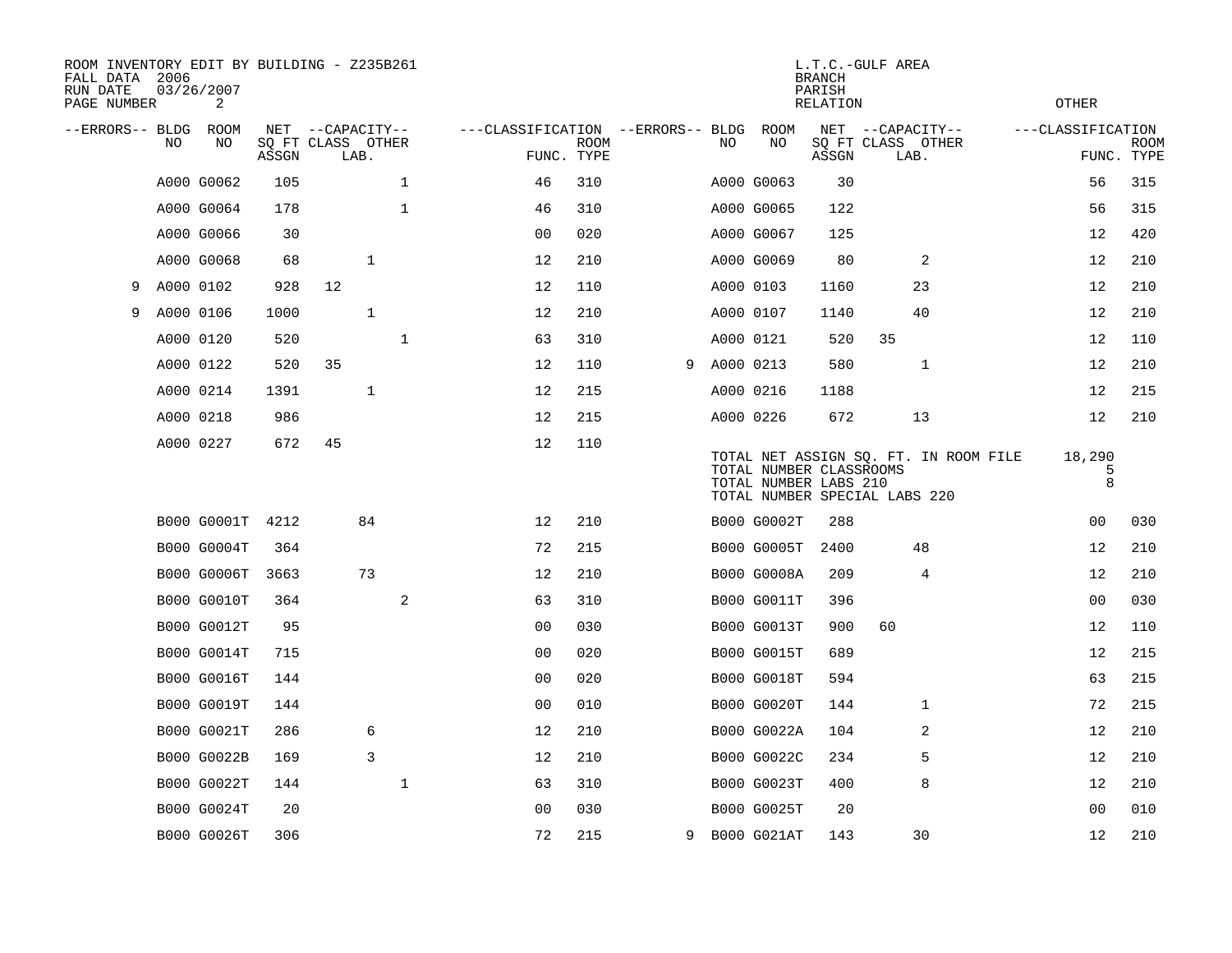ROOM INVENTORY EDIT BY BUILDING - Z235B261
FALL DATA 2006
RUN DATE 03/26/2007
PAGE NUMBER 2

L.T.C.-GULF AREA
BRANCH
PARISH
RELATION
OTHER

| --ERRORS-- | BLDG NO | ROOM NO | NET SQ FT ASSGN | CAPACITY CLASS | CAPACITY LAB. | CAPACITY OTHER | CLASSIFICATION FUNC. | ROOM TYPE | --ERRORS-- | BLDG NO | ROOM NO | NET SQ FT ASSGN | CAPACITY CLASS | CAPACITY LAB. | CAPACITY OTHER | CLASSIFICATION FUNC. | ROOM TYPE |
|---|---|---|---|---|---|---|---|---|---|---|---|---|---|---|---|---|---|
| | A000 | G0062 | 105 | | | 1 | 46 | 310 | | A000 | G0063 | 30 | | | | 56 | 315 |
| | A000 | G0064 | 178 | | | 1 | 46 | 310 | | A000 | G0065 | 122 | | | | 56 | 315 |
| | A000 | G0066 | 30 | | | | 00 | 020 | | A000 | G0067 | 125 | | | | 12 | 420 |
| | A000 | G0068 | 68 | | 1 | | 12 | 210 | | A000 | G0069 | 80 | | 2 | | 12 | 210 |
| 9 | A000 | 0102 | 928 | 12 | | | 12 | 110 | | A000 | 0103 | 1160 | | 23 | | 12 | 210 |
| 9 | A000 | 0106 | 1000 | | 1 | | 12 | 210 | | A000 | 0107 | 1140 | | 40 | | 12 | 210 |
| | A000 | 0120 | 520 | | | 1 | 63 | 310 | | A000 | 0121 | 520 | 35 | | | 12 | 110 |
| | A000 | 0122 | 520 | 35 | | | 12 | 110 | 9 | A000 | 0213 | 580 | | 1 | | 12 | 210 |
| | A000 | 0214 | 1391 | | 1 | | 12 | 215 | | A000 | 0216 | 1188 | | | | 12 | 215 |
| | A000 | 0218 | 986 | | | | 12 | 215 | | A000 | 0226 | 672 | | 13 | | 12 | 210 |
| | A000 | 0227 | 672 | 45 | | | 12 | 110 | | | | | | | | | |

TOTAL NET ASSIGN SQ. FT. IN ROOM FILE 18,290
TOTAL NUMBER CLASSROOMS 5
TOTAL NUMBER LABS 210 8
TOTAL NUMBER SPECIAL LABS 220

| --ERRORS-- | BLDG NO | ROOM NO | NET SQ FT ASSGN | CAPACITY CLASS | CAPACITY LAB. | CAPACITY OTHER | CLASSIFICATION FUNC. | ROOM TYPE | --ERRORS-- | BLDG NO | ROOM NO | NET SQ FT ASSGN | CAPACITY CLASS | CAPACITY LAB. | CAPACITY OTHER | CLASSIFICATION FUNC. | ROOM TYPE |
|---|---|---|---|---|---|---|---|---|---|---|---|---|---|---|---|---|---|
| | B000 | G0001T | 4212 | | 84 | | 12 | 210 | | B000 | G0002T | 288 | | | | 00 | 030 |
| | B000 | G0004T | 364 | | | | 72 | 215 | | B000 | G0005T | 2400 | | 48 | | 12 | 210 |
| | B000 | G0006T | 3663 | | 73 | | 12 | 210 | | B000 | G0008A | 209 | | 4 | | 12 | 210 |
| | B000 | G0010T | 364 | | | 2 | 63 | 310 | | B000 | G0011T | 396 | | | | 00 | 030 |
| | B000 | G0012T | 95 | | | | 00 | 030 | | B000 | G0013T | 900 | 60 | | | 12 | 110 |
| | B000 | G0014T | 715 | | | | 00 | 020 | | B000 | G0015T | 689 | | | | 12 | 215 |
| | B000 | G0016T | 144 | | | | 00 | 020 | | B000 | G0018T | 594 | | | | 63 | 215 |
| | B000 | G0019T | 144 | | | | 00 | 010 | | B000 | G0020T | 144 | | 1 | | 72 | 215 |
| | B000 | G0021T | 286 | | 6 | | 12 | 210 | | B000 | G0022A | 104 | | 2 | | 12 | 210 |
| | B000 | G0022B | 169 | | 3 | | 12 | 210 | | B000 | G0022C | 234 | | 5 | | 12 | 210 |
| | B000 | G0022T | 144 | | | 1 | 63 | 310 | | B000 | G0023T | 400 | | 8 | | 12 | 210 |
| | B000 | G0024T | 20 | | | | 00 | 030 | | B000 | G0025T | 20 | | | | 00 | 010 |
| | B000 | G0026T | 306 | | | | 72 | 215 | 9 | B000 | G021AT | 143 | | 30 | | 12 | 210 |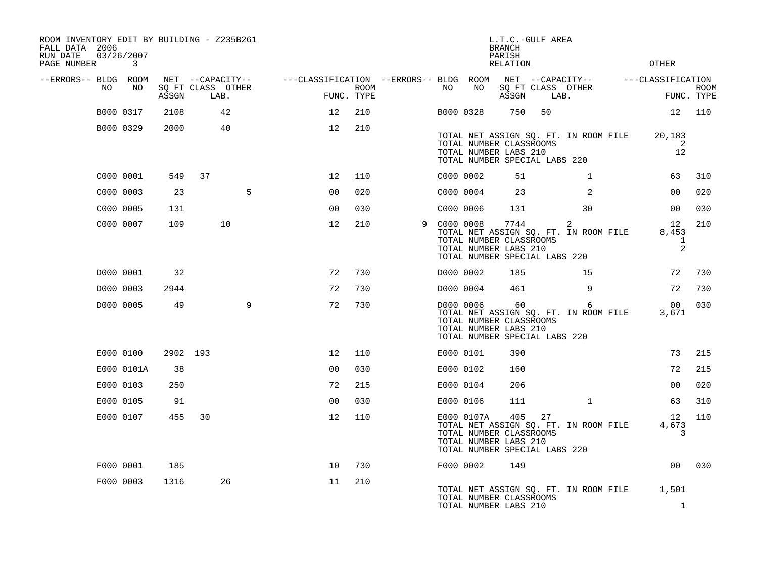ROOM INVENTORY EDIT BY BUILDING - Z235B261
FALL DATA 2006
RUN DATE 03/26/2007

L.T.C.-GULF AREA
BRANCH
PARISH
RELATION
OTHER

| --ERRORS-- | BLDG NO | ROOM NO | NET SQ FT ASSGN | CAPACITY CLASS | CAPACITY LAB. | CAPACITY OTHER | CLASSIFICATION FUNC. | ROOM TYPE | --ERRORS-- | BLDG NO | ROOM NO | NET SQ FT ASSGN | CAPACITY CLASS | CAPACITY LAB. | CAPACITY OTHER | CLASSIFICATION FUNC. | ROOM TYPE |
|---|---|---|---|---|---|---|---|---|---|---|---|---|---|---|---|---|---|
| | B000 | 0317 | 2108 | | 42 | | 12 | 210 | | B000 | 0328 | 750 | 50 | | | 12 | 110 |
| | B000 | 0329 | 2000 | | 40 | | 12 | 210 | | | | | | | | | |

TOTAL NET ASSIGN SQ. FT. IN ROOM FILE 20,183
TOTAL NUMBER CLASSROOMS 2
TOTAL NUMBER LABS 210 12
TOTAL NUMBER SPECIAL LABS 220

| --ERRORS-- | BLDG NO | ROOM NO | NET SQ FT ASSGN | CAPACITY CLASS | CAPACITY LAB. | CAPACITY OTHER | CLASSIFICATION FUNC. | ROOM TYPE | --ERRORS-- | BLDG NO | ROOM NO | NET SQ FT ASSGN | CAPACITY CLASS | CAPACITY LAB. | CAPACITY OTHER | CLASSIFICATION FUNC. | ROOM TYPE |
|---|---|---|---|---|---|---|---|---|---|---|---|---|---|---|---|---|---|
| | C000 | 0001 | 549 | 37 | | | 12 | 110 | | C000 | 0002 | 51 | | | 1 | 63 | 310 |
| | C000 | 0003 | 23 | | | 5 | 00 | 020 | | C000 | 0004 | 23 | | | 2 | 00 | 020 |
| | C000 | 0005 | 131 | | | | 00 | 030 | | C000 | 0006 | 131 | | | 30 | 00 | 030 |
| | C000 | 0007 | 109 | | 10 | | 12 | 210 | 9 | C000 | 0008 | 7744 | | 2 | | 12 | 210 |

TOTAL NET ASSIGN SQ. FT. IN ROOM FILE 8,453
TOTAL NUMBER CLASSROOMS 1
TOTAL NUMBER LABS 210 2
TOTAL NUMBER SPECIAL LABS 220

| --ERRORS-- | BLDG NO | ROOM NO | NET SQ FT ASSGN | CAPACITY CLASS | CAPACITY LAB. | CAPACITY OTHER | CLASSIFICATION FUNC. | ROOM TYPE | --ERRORS-- | BLDG NO | ROOM NO | NET SQ FT ASSGN | CAPACITY CLASS | CAPACITY LAB. | CAPACITY OTHER | CLASSIFICATION FUNC. | ROOM TYPE |
|---|---|---|---|---|---|---|---|---|---|---|---|---|---|---|---|---|---|
| | D000 | 0001 | 32 | | | | 72 | 730 | | D000 | 0002 | 185 | | | 15 | 72 | 730 |
| | D000 | 0003 | 2944 | | | | 72 | 730 | | D000 | 0004 | 461 | | | 9 | 72 | 730 |
| | D000 | 0005 | 49 | | | 9 | 72 | 730 | | D000 | 0006 | 60 | | | 6 | 00 | 030 |

TOTAL NET ASSIGN SQ. FT. IN ROOM FILE 3,671
TOTAL NUMBER CLASSROOMS
TOTAL NUMBER LABS 210
TOTAL NUMBER SPECIAL LABS 220

| --ERRORS-- | BLDG NO | ROOM NO | NET SQ FT ASSGN | CAPACITY CLASS | CAPACITY LAB. | CAPACITY OTHER | CLASSIFICATION FUNC. | ROOM TYPE | --ERRORS-- | BLDG NO | ROOM NO | NET SQ FT ASSGN | CAPACITY CLASS | CAPACITY LAB. | CAPACITY OTHER | CLASSIFICATION FUNC. | ROOM TYPE |
|---|---|---|---|---|---|---|---|---|---|---|---|---|---|---|---|---|---|
| | E000 | 0100 | 2902 | 193 | | | 12 | 110 | | E000 | 0101 | 390 | | | | 73 | 215 |
| | E000 | 0101A | 38 | | | | 00 | 030 | | E000 | 0102 | 160 | | | | 72 | 215 |
| | E000 | 0103 | 250 | | | | 72 | 215 | | E000 | 0104 | 206 | | | | 00 | 020 |
| | E000 | 0105 | 91 | | | | 00 | 030 | | E000 | 0106 | 111 | | | 1 | 63 | 310 |
| | E000 | 0107 | 455 | 30 | | | 12 | 110 | | E000 | 0107A | 405 | 27 | | | 12 | 110 |

TOTAL NET ASSIGN SQ. FT. IN ROOM FILE 4,673
TOTAL NUMBER CLASSROOMS 3
TOTAL NUMBER LABS 210
TOTAL NUMBER SPECIAL LABS 220

| --ERRORS-- | BLDG NO | ROOM NO | NET SQ FT ASSGN | CAPACITY CLASS | CAPACITY LAB. | CAPACITY OTHER | CLASSIFICATION FUNC. | ROOM TYPE | --ERRORS-- | BLDG NO | ROOM NO | NET SQ FT ASSGN | CAPACITY CLASS | CAPACITY LAB. | CAPACITY OTHER | CLASSIFICATION FUNC. | ROOM TYPE |
|---|---|---|---|---|---|---|---|---|---|---|---|---|---|---|---|---|---|
| | F000 | 0001 | 185 | | | | 10 | 730 | | F000 | 0002 | 149 | | | | 00 | 030 |
| | F000 | 0003 | 1316 | | 26 | | 11 | 210 | | | | | | | | | |

TOTAL NET ASSIGN SQ. FT. IN ROOM FILE 1,501
TOTAL NUMBER CLASSROOMS
TOTAL NUMBER LABS 210 1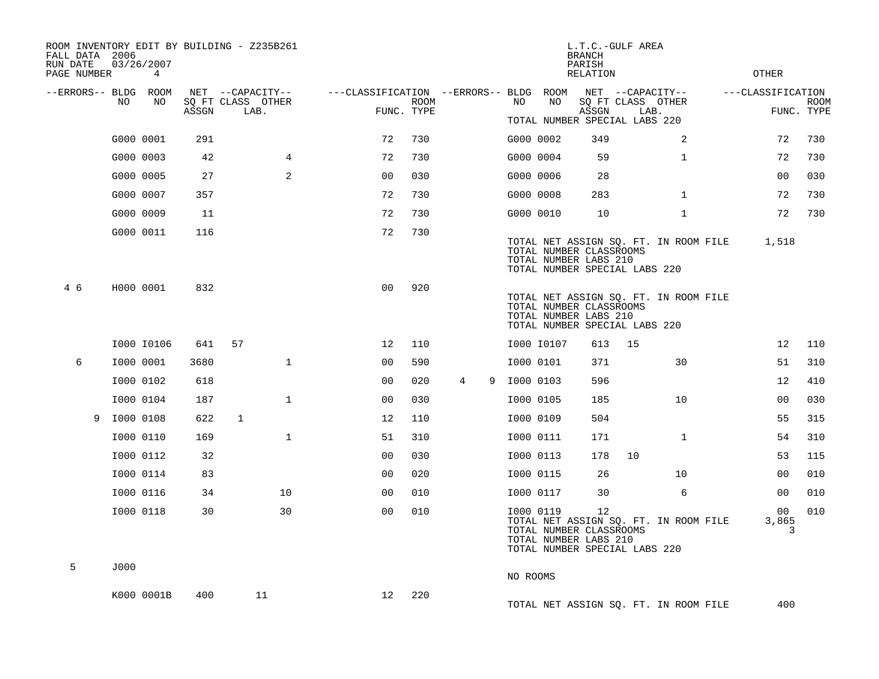ROOM INVENTORY EDIT BY BUILDING - Z235B261
FALL DATA 2006
RUN DATE 03/26/2007

L.T.C.-GULF AREA
BRANCH
PARISH
RELATION
OTHER

| --ERRORS-- | BLDG NO | ROOM NO | NET SQ FT ASSGN | CAPACITY CLASS LAB. | CAPACITY OTHER | FUNC. | ROOM TYPE | --ERRORS-- | BLDG NO | ROOM NO | NET SQ FT ASSGN | CAPACITY CLASS LAB. | CAPACITY OTHER | FUNC. | ROOM TYPE |
|---|---|---|---|---|---|---|---|---|---|---|---|---|---|---|---|
| | | | | | | | | | TOTAL NUMBER SPECIAL LABS 220 | | | | | | |
| | G000 | 0001 | 291 | | | 72 | 730 | | G000 | 0002 | 349 | | 2 | 72 | 730 |
| | G000 | 0003 | 42 | | 4 | 72 | 730 | | G000 | 0004 | 59 | | 1 | 72 | 730 |
| | G000 | 0005 | 27 | | 2 | 00 | 030 | | G000 | 0006 | 28 | | | 00 | 030 |
| | G000 | 0007 | 357 | | | 72 | 730 | | G000 | 0008 | 283 | | 1 | 72 | 730 |
| | G000 | 0009 | 11 | | | 72 | 730 | | G000 | 0010 | 10 | | 1 | 72 | 730 |
| | G000 | 0011 | 116 | | | 72 | 730 | | TOTAL NET ASSIGN SQ. FT. IN ROOM FILE | | | | | 1,518 | |
| | | | | | | | | | TOTAL NUMBER CLASSROOMS | | | | | | |
| | | | | | | | | | TOTAL NUMBER LABS 210 | | | | | | |
| | | | | | | | | | TOTAL NUMBER SPECIAL LABS 220 | | | | | | |
| 4 6 | H000 | 0001 | 832 | | | 00 | 920 | | TOTAL NET ASSIGN SQ. FT. IN ROOM FILE | | | | | | |
| | | | | | | | | | TOTAL NUMBER CLASSROOMS | | | | | | |
| | | | | | | | | | TOTAL NUMBER LABS 210 | | | | | | |
| | | | | | | | | | TOTAL NUMBER SPECIAL LABS 220 | | | | | | |
| | I000 | I0106 | 641 | 57 | | 12 | 110 | | I000 | I0107 | 613 | 15 | | 12 | 110 |
| 6 | I000 | 0001 | 3680 | | 1 | 00 | 590 | | I000 | 0101 | 371 | | 30 | 51 | 310 |
| | I000 | 0102 | 618 | | | 00 | 020 | 4 9 | I000 | 0103 | 596 | | | 12 | 410 |
| | I000 | 0104 | 187 | | 1 | 00 | 030 | | I000 | 0105 | 185 | | 10 | 00 | 030 |
| 9 | I000 | 0108 | 622 | 1 | | 12 | 110 | | I000 | 0109 | 504 | | | 55 | 315 |
| | I000 | 0110 | 169 | | 1 | 51 | 310 | | I000 | 0111 | 171 | | 1 | 54 | 310 |
| | I000 | 0112 | 32 | | | 00 | 030 | | I000 | 0113 | 178 | 10 | | 53 | 115 |
| | I000 | 0114 | 83 | | | 00 | 020 | | I000 | 0115 | 26 | | 10 | 00 | 010 |
| | I000 | 0116 | 34 | | 10 | 00 | 010 | | I000 | 0117 | 30 | | 6 | 00 | 010 |
| | I000 | 0118 | 30 | | 30 | 00 | 010 | | I000 | 0119 | 12 | | | 00 | 010 |
| | | | | | | | | | TOTAL NET ASSIGN SQ. FT. IN ROOM FILE | | | | | 3,865 | |
| | | | | | | | | | TOTAL NUMBER CLASSROOMS | | | | | 3 | |
| | | | | | | | | | TOTAL NUMBER LABS 210 | | | | | | |
| | | | | | | | | | TOTAL NUMBER SPECIAL LABS 220 | | | | | | |
| 5 | J000 | | | | | | | | NO ROOMS | | | | | | |
| | K000 | 0001B | 400 | 11 | | 12 | 220 | | TOTAL NET ASSIGN SQ. FT. IN ROOM FILE | | | | | 400 | |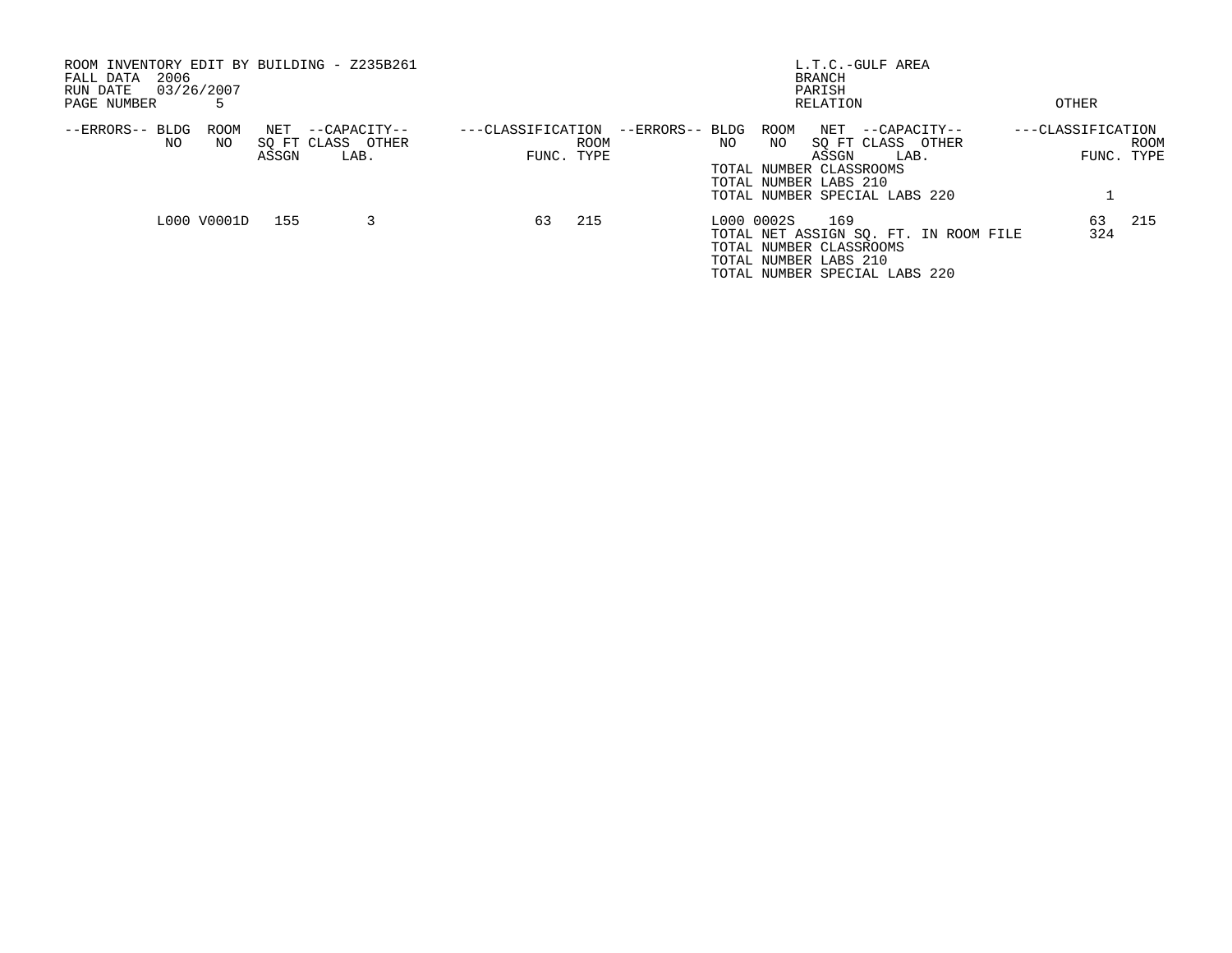ROOM INVENTORY EDIT BY BUILDING - Z235B261
FALL DATA 2006
RUN DATE 03/26/2007
PAGE NUMBER 5

L.T.C.-GULF AREA
BRANCH
PARISH
RELATION

OTHER

| --ERRORS-- | BLDG NO | ROOM NO | NET SQ FT ASSGN | --CAPACITY-- CLASS | LAB. OTHER | ---CLASSIFICATION FUNC. | ROOM TYPE | --ERRORS-- | BLDG NO | ROOM NO | NET SQ FT ASSGN | --CAPACITY-- CLASS | LAB. OTHER | ---CLASSIFICATION FUNC. | ROOM TYPE |
|---|---|---|---|---|---|---|---|---|---|---|---|---|---|---|---|
| | | | | | | | | | TOTAL NUMBER CLASSROOMS | | | | | | |
| | | | | | | | | | TOTAL NUMBER LABS 210 | | | | | | |
| | | | | | | | | | TOTAL NUMBER SPECIAL LABS 220 | | | | | 1 | |
| | L000 | V0001D | 155 | | 3 | 63 | 215 | | L000 | 0002S | 169 | | | 63 | 215 |
| | | | | | | | | | TOTAL NET ASSIGN SQ. FT. IN ROOM FILE | | | | | 324 | |
| | | | | | | | | | TOTAL NUMBER CLASSROOMS | | | | | | |
| | | | | | | | | | TOTAL NUMBER LABS 210 | | | | | | |
| | | | | | | | | | TOTAL NUMBER SPECIAL LABS 220 | | | | | | |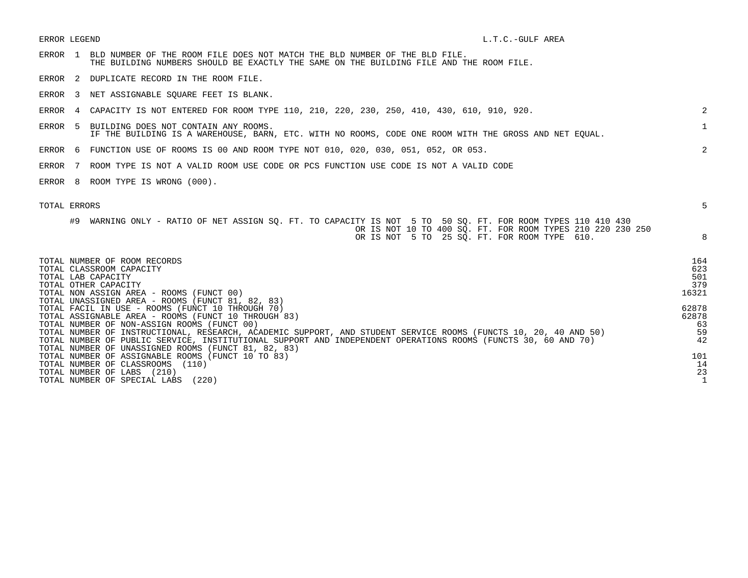ERROR LEGEND L.T.C.-GULF AREA

| | | |
|---|---|---|
| ERROR 1 | BLD NUMBER OF THE ROOM FILE DOES NOT MATCH THE BLD NUMBER OF THE BLD FILE. THE BUILDING NUMBERS SHOULD BE EXACTLY THE SAME ON THE BUILDING FILE AND THE ROOM FILE. | |
| ERROR 2 | DUPLICATE RECORD IN THE ROOM FILE. | |
| ERROR 3 | NET ASSIGNABLE SQUARE FEET IS BLANK. | |
| ERROR 4 | CAPACITY IS NOT ENTERED FOR ROOM TYPE 110, 210, 220, 230, 250, 410, 430, 610, 910, 920. | 2 |
| ERROR 5 | BUILDING DOES NOT CONTAIN ANY ROOMS. IF THE BUILDING IS A WAREHOUSE, BARN, ETC. WITH NO ROOMS, CODE ONE ROOM WITH THE GROSS AND NET EQUAL. | 1 |
| ERROR 6 | FUNCTION USE OF ROOMS IS 00 AND ROOM TYPE NOT 010, 020, 030, 051, 052, OR 053. | 2 |
| ERROR 7 | ROOM TYPE IS NOT A VALID ROOM USE CODE OR PCS FUNCTION USE CODE IS NOT A VALID CODE | |
| ERROR 8 | ROOM TYPE IS WRONG (000). | |
| TOTAL ERRORS | | 5 |
| #9 | WARNING ONLY - RATIO OF NET ASSIGN SQ. FT. TO CAPACITY IS NOT 5 TO 50 SQ. FT. FOR ROOM TYPES 110 410 430 OR IS NOT 10 TO 400 SQ. FT. FOR ROOM TYPES 210 220 230 250 OR IS NOT 5 TO 25 SQ. FT. FOR ROOM TYPE 610. | 8 |

| | |
|---|---|
| TOTAL NUMBER OF ROOM RECORDS | 164 |
| TOTAL CLASSROOM CAPACITY | 623 |
| TOTAL LAB CAPACITY | 501 |
| TOTAL OTHER CAPACITY | 379 |
| TOTAL NON ASSIGN AREA - ROOMS (FUNCT 00) | 16321 |
| TOTAL UNASSIGNED AREA - ROOMS (FUNCT 81, 82, 83) | |
| TOTAL FACIL IN USE - ROOMS (FUNCT 10 THROUGH 70) | 62878 |
| TOTAL ASSIGNABLE AREA - ROOMS (FUNCT 10 THROUGH 83) | 62878 |
| TOTAL NUMBER OF NON-ASSIGN ROOMS (FUNCT 00) | 63 |
| TOTAL NUMBER OF INSTRUCTIONAL, RESEARCH, ACADEMIC SUPPORT, AND STUDENT SERVICE ROOMS (FUNCTS 10, 20, 40 AND 50) | 59 |
| TOTAL NUMBER OF PUBLIC SERVICE, INSTITUTIONAL SUPPORT AND INDEPENDENT OPERATIONS ROOMS (FUNCTS 30, 60 AND 70) | 42 |
| TOTAL NUMBER OF UNASSIGNED ROOMS (FUNCT 81, 82, 83) | |
| TOTAL NUMBER OF ASSIGNABLE ROOMS (FUNCT 10 TO 83) | 101 |
| TOTAL NUMBER OF CLASSROOMS (110) | 14 |
| TOTAL NUMBER OF LABS (210) | 23 |
| TOTAL NUMBER OF SPECIAL LABS (220) | 1 |